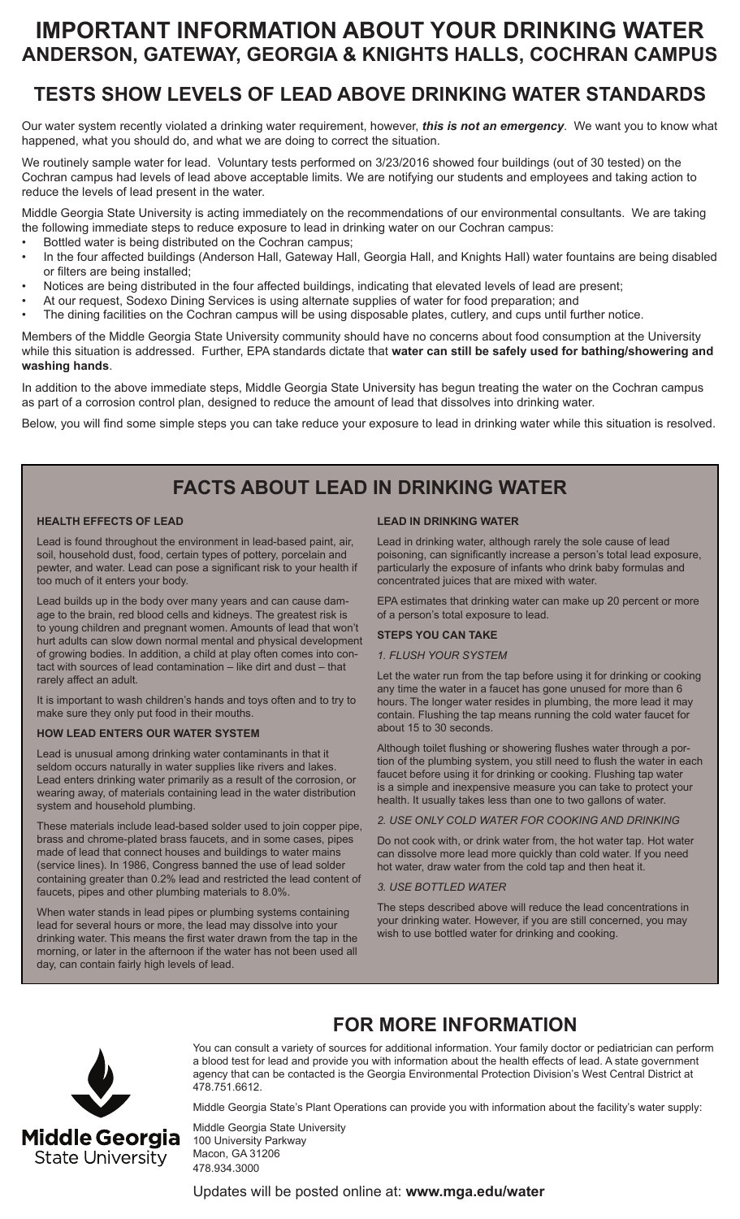# IMPORTANT INFORMATION ABOUT YOUR DRINKING WATER
## ANDERSON, GATEWAY, GEORGIA & KNIGHTS HALLS, COCHRAN CAMPUS

## TESTS SHOW LEVELS OF LEAD ABOVE DRINKING WATER STANDARDS

Our water system recently violated a drinking water requirement, however, ***this is not an emergency***. We want you to know what happened, what you should do, and what we are doing to correct the situation.

We routinely sample water for lead. Voluntary tests performed on 3/23/2016 showed four buildings (out of 30 tested) on the Cochran campus had levels of lead above acceptable limits. We are notifying our students and employees and taking action to reduce the levels of lead present in the water.

Middle Georgia State University is acting immediately on the recommendations of our environmental consultants. We are taking the following immediate steps to reduce exposure to lead in drinking water on our Cochran campus:

- Bottled water is being distributed on the Cochran campus;
- In the four affected buildings (Anderson Hall, Gateway Hall, Georgia Hall, and Knights Hall) water fountains are being disabled or filters are being installed;
- Notices are being distributed in the four affected buildings, indicating that elevated levels of lead are present;
- At our request, Sodexo Dining Services is using alternate supplies of water for food preparation; and
- The dining facilities on the Cochran campus will be using disposable plates, cutlery, and cups until further notice.

Members of the Middle Georgia State University community should have no concerns about food consumption at the University while this situation is addressed. Further, EPA standards dictate that **water can still be safely used for bathing/showering and washing hands**.

In addition to the above immediate steps, Middle Georgia State University has begun treating the water on the Cochran campus as part of a corrosion control plan, designed to reduce the amount of lead that dissolves into drinking water.

Below, you will find some simple steps you can take reduce your exposure to lead in drinking water while this situation is resolved.

## FACTS ABOUT LEAD IN DRINKING WATER

### HEALTH EFFECTS OF LEAD

Lead is found throughout the environment in lead-based paint, air, soil, household dust, food, certain types of pottery, porcelain and pewter, and water. Lead can pose a significant risk to your health if too much of it enters your body.

Lead builds up in the body over many years and can cause damage to the brain, red blood cells and kidneys. The greatest risk is to young children and pregnant women. Amounts of lead that won't hurt adults can slow down normal mental and physical development of growing bodies. In addition, a child at play often comes into contact with sources of lead contamination – like dirt and dust – that rarely affect an adult.

It is important to wash children's hands and toys often and to try to make sure they only put food in their mouths.

### HOW LEAD ENTERS OUR WATER SYSTEM

Lead is unusual among drinking water contaminants in that it seldom occurs naturally in water supplies like rivers and lakes. Lead enters drinking water primarily as a result of the corrosion, or wearing away, of materials containing lead in the water distribution system and household plumbing.

These materials include lead-based solder used to join copper pipe, brass and chrome-plated brass faucets, and in some cases, pipes made of lead that connect houses and buildings to water mains (service lines). In 1986, Congress banned the use of lead solder containing greater than 0.2% lead and restricted the lead content of faucets, pipes and other plumbing materials to 8.0%.

When water stands in lead pipes or plumbing systems containing lead for several hours or more, the lead may dissolve into your drinking water. This means the first water drawn from the tap in the morning, or later in the afternoon if the water has not been used all day, can contain fairly high levels of lead.

### LEAD IN DRINKING WATER

Lead in drinking water, although rarely the sole cause of lead poisoning, can significantly increase a person's total lead exposure, particularly the exposure of infants who drink baby formulas and concentrated juices that are mixed with water.

EPA estimates that drinking water can make up 20 percent or more of a person's total exposure to lead.

### STEPS YOU CAN TAKE

*1. FLUSH YOUR SYSTEM*

Let the water run from the tap before using it for drinking or cooking any time the water in a faucet has gone unused for more than 6 hours. The longer water resides in plumbing, the more lead it may contain. Flushing the tap means running the cold water faucet for about 15 to 30 seconds.

Although toilet flushing or showering flushes water through a portion of the plumbing system, you still need to flush the water in each faucet before using it for drinking or cooking. Flushing tap water is a simple and inexpensive measure you can take to protect your health. It usually takes less than one to two gallons of water.

*2. USE ONLY COLD WATER FOR COOKING AND DRINKING*

Do not cook with, or drink water from, the hot water tap. Hot water can dissolve more lead more quickly than cold water. If you need hot water, draw water from the cold tap and then heat it.

*3. USE BOTTLED WATER*

The steps described above will reduce the lead concentrations in your drinking water. However, if you are still concerned, you may wish to use bottled water for drinking and cooking.

## FOR MORE INFORMATION

You can consult a variety of sources for additional information. Your family doctor or pediatrician can perform a blood test for lead and provide you with information about the health effects of lead. A state government agency that can be contacted is the Georgia Environmental Protection Division's West Central District at 478.751.6612.

Middle Georgia State's Plant Operations can provide you with information about the facility's water supply:

Middle Georgia State University
100 University Parkway
Macon, GA 31206
478.934.3000

Middle Georgia State University

Updates will be posted online at: **www.mga.edu/water**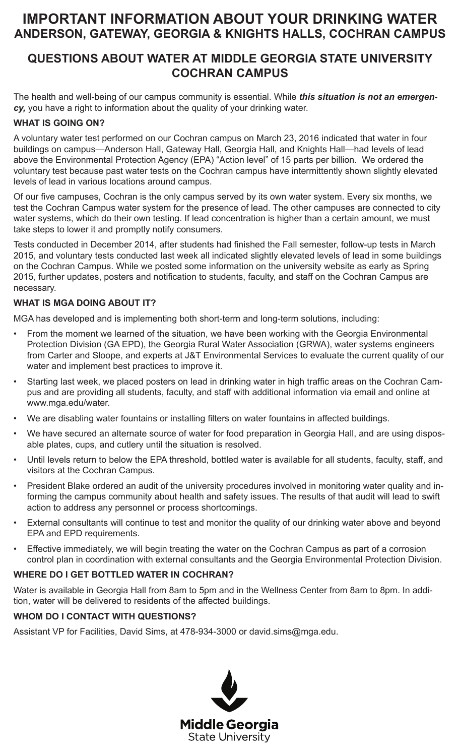# IMPORTANT INFORMATION ABOUT YOUR DRINKING WATER
## ANDERSON, GATEWAY, GEORGIA & KNIGHTS HALLS, COCHRAN CAMPUS

## QUESTIONS ABOUT WATER AT MIDDLE GEORGIA STATE UNIVERSITY COCHRAN CAMPUS

The health and well-being of our campus community is essential. While ***this situation is not an emergency,*** you have a right to information about the quality of your drinking water.

### WHAT IS GOING ON?

A voluntary water test performed on our Cochran campus on March 23, 2016 indicated that water in four buildings on campus—Anderson Hall, Gateway Hall, Georgia Hall, and Knights Hall—had levels of lead above the Environmental Protection Agency (EPA) "Action level" of 15 parts per billion. We ordered the voluntary test because past water tests on the Cochran campus have intermittently shown slightly elevated levels of lead in various locations around campus.

Of our five campuses, Cochran is the only campus served by its own water system. Every six months, we test the Cochran Campus water system for the presence of lead. The other campuses are connected to city water systems, which do their own testing. If lead concentration is higher than a certain amount, we must take steps to lower it and promptly notify consumers.

Tests conducted in December 2014, after students had finished the Fall semester, follow-up tests in March 2015, and voluntary tests conducted last week all indicated slightly elevated levels of lead in some buildings on the Cochran Campus. While we posted some information on the university website as early as Spring 2015, further updates, posters and notification to students, faculty, and staff on the Cochran Campus are necessary.

### WHAT IS MGA DOING ABOUT IT?

MGA has developed and is implementing both short-term and long-term solutions, including:

- From the moment we learned of the situation, we have been working with the Georgia Environmental Protection Division (GA EPD), the Georgia Rural Water Association (GRWA), water systems engineers from Carter and Sloope, and experts at J&T Environmental Services to evaluate the current quality of our water and implement best practices to improve it.
- Starting last week, we placed posters on lead in drinking water in high traffic areas on the Cochran Campus and are providing all students, faculty, and staff with additional information via email and online at www.mga.edu/water.
- We are disabling water fountains or installing filters on water fountains in affected buildings.
- We have secured an alternate source of water for food preparation in Georgia Hall, and are using disposable plates, cups, and cutlery until the situation is resolved.
- Until levels return to below the EPA threshold, bottled water is available for all students, faculty, staff, and visitors at the Cochran Campus.
- President Blake ordered an audit of the university procedures involved in monitoring water quality and informing the campus community about health and safety issues. The results of that audit will lead to swift action to address any personnel or process shortcomings.
- External consultants will continue to test and monitor the quality of our drinking water above and beyond EPA and EPD requirements.
- Effective immediately, we will begin treating the water on the Cochran Campus as part of a corrosion control plan in coordination with external consultants and the Georgia Environmental Protection Division.

### WHERE DO I GET BOTTLED WATER IN COCHRAN?

Water is available in Georgia Hall from 8am to 5pm and in the Wellness Center from 8am to 8pm. In addition, water will be delivered to residents of the affected buildings.

### WHOM DO I CONTACT WITH QUESTIONS?

Assistant VP for Facilities, David Sims, at 478-934-3000 or david.sims@mga.edu.

Middle Georgia State University